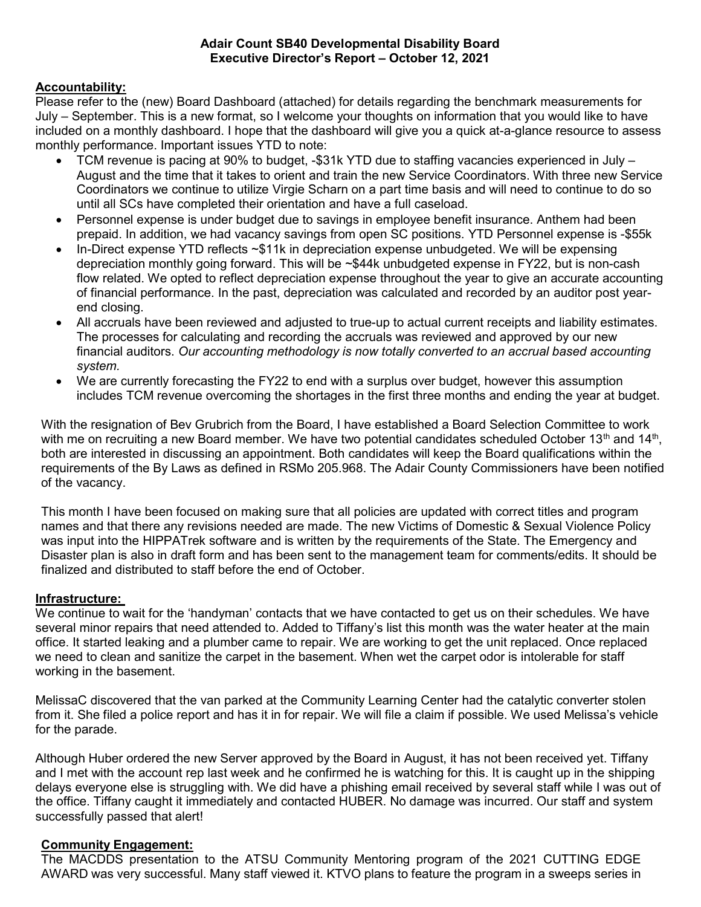**Adair Count SB40 Developmental Disability Board**
**Executive Director's Report – October 12, 2021**

**Accountability:**

Please refer to the (new) Board Dashboard (attached) for details regarding the benchmark measurements for July – September. This is a new format, so I welcome your thoughts on information that you would like to have included on a monthly dashboard. I hope that the dashboard will give you a quick at-a-glance resource to assess monthly performance. Important issues YTD to note:

- TCM revenue is pacing at 90% to budget, -$31k YTD due to staffing vacancies experienced in July – August and the time that it takes to orient and train the new Service Coordinators. With three new Service Coordinators we continue to utilize Virgie Scharn on a part time basis and will need to continue to do so until all SCs have completed their orientation and have a full caseload.
- Personnel expense is under budget due to savings in employee benefit insurance. Anthem had been prepaid. In addition, we had vacancy savings from open SC positions. YTD Personnel expense is -$55k
- In-Direct expense YTD reflects ~$11k in depreciation expense unbudgeted. We will be expensing depreciation monthly going forward. This will be ~$44k unbudgeted expense in FY22, but is non-cash flow related. We opted to reflect depreciation expense throughout the year to give an accurate accounting of financial performance. In the past, depreciation was calculated and recorded by an auditor post year-end closing.
- All accruals have been reviewed and adjusted to true-up to actual current receipts and liability estimates. The processes for calculating and recording the accruals was reviewed and approved by our new financial auditors. *Our accounting methodology is now totally converted to an accrual based accounting system.*
- We are currently forecasting the FY22 to end with a surplus over budget, however this assumption includes TCM revenue overcoming the shortages in the first three months and ending the year at budget.

With the resignation of Bev Grubrich from the Board, I have established a Board Selection Committee to work with me on recruiting a new Board member. We have two potential candidates scheduled October 13th and 14th, both are interested in discussing an appointment. Both candidates will keep the Board qualifications within the requirements of the By Laws as defined in RSMo 205.968. The Adair County Commissioners have been notified of the vacancy.

This month I have been focused on making sure that all policies are updated with correct titles and program names and that there any revisions needed are made. The new Victims of Domestic & Sexual Violence Policy was input into the HIPPATrek software and is written by the requirements of the State. The Emergency and Disaster plan is also in draft form and has been sent to the management team for comments/edits. It should be finalized and distributed to staff before the end of October.

**Infrastructure:**

We continue to wait for the 'handyman' contacts that we have contacted to get us on their schedules. We have several minor repairs that need attended to. Added to Tiffany's list this month was the water heater at the main office. It started leaking and a plumber came to repair. We are working to get the unit replaced. Once replaced we need to clean and sanitize the carpet in the basement. When wet the carpet odor is intolerable for staff working in the basement.

MelissaC discovered that the van parked at the Community Learning Center had the catalytic converter stolen from it. She filed a police report and has it in for repair. We will file a claim if possible. We used Melissa's vehicle for the parade.

Although Huber ordered the new Server approved by the Board in August, it has not been received yet. Tiffany and I met with the account rep last week and he confirmed he is watching for this. It is caught up in the shipping delays everyone else is struggling with. We did have a phishing email received by several staff while I was out of the office. Tiffany caught it immediately and contacted HUBER. No damage was incurred. Our staff and system successfully passed that alert!

**Community Engagement:**

The MACDDS presentation to the ATSU Community Mentoring program of the 2021 CUTTING EDGE AWARD was very successful. Many staff viewed it. KTVO plans to feature the program in a sweeps series in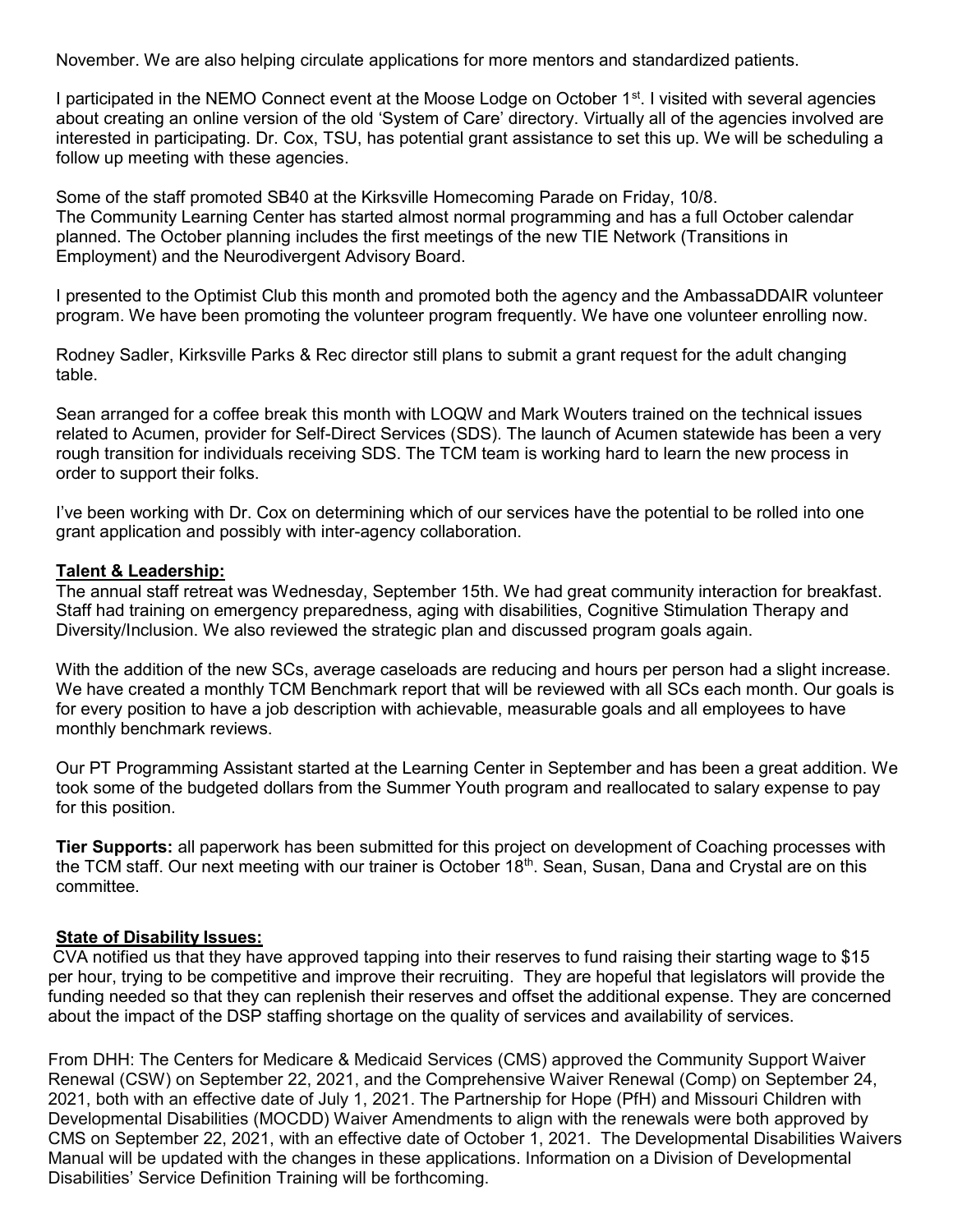November. We are also helping circulate applications for more mentors and standardized patients.

I participated in the NEMO Connect event at the Moose Lodge on October 1st. I visited with several agencies about creating an online version of the old 'System of Care' directory. Virtually all of the agencies involved are interested in participating. Dr. Cox, TSU, has potential grant assistance to set this up. We will be scheduling a follow up meeting with these agencies.

Some of the staff promoted SB40 at the Kirksville Homecoming Parade on Friday, 10/8.
The Community Learning Center has started almost normal programming and has a full October calendar planned. The October planning includes the first meetings of the new TIE Network (Transitions in Employment) and the Neurodivergent Advisory Board.

I presented to the Optimist Club this month and promoted both the agency and the AmbassaDDAIR volunteer program. We have been promoting the volunteer program frequently. We have one volunteer enrolling now.

Rodney Sadler, Kirksville Parks & Rec director still plans to submit a grant request for the adult changing table.

Sean arranged for a coffee break this month with LOQW and Mark Wouters trained on the technical issues related to Acumen, provider for Self-Direct Services (SDS). The launch of Acumen statewide has been a very rough transition for individuals receiving SDS. The TCM team is working hard to learn the new process in order to support their folks.

I've been working with Dr. Cox on determining which of our services have the potential to be rolled into one grant application and possibly with inter-agency collaboration.

**Talent & Leadership:**

The annual staff retreat was Wednesday, September 15th. We had great community interaction for breakfast. Staff had training on emergency preparedness, aging with disabilities, Cognitive Stimulation Therapy and Diversity/Inclusion. We also reviewed the strategic plan and discussed program goals again.

With the addition of the new SCs, average caseloads are reducing and hours per person had a slight increase. We have created a monthly TCM Benchmark report that will be reviewed with all SCs each month. Our goals is for every position to have a job description with achievable, measurable goals and all employees to have monthly benchmark reviews.

Our PT Programming Assistant started at the Learning Center in September and has been a great addition. We took some of the budgeted dollars from the Summer Youth program and reallocated to salary expense to pay for this position.

**Tier Supports:** all paperwork has been submitted for this project on development of Coaching processes with the TCM staff. Our next meeting with our trainer is October 18th. Sean, Susan, Dana and Crystal are on this committee.

**State of Disability Issues:**

CVA notified us that they have approved tapping into their reserves to fund raising their starting wage to $15 per hour, trying to be competitive and improve their recruiting. They are hopeful that legislators will provide the funding needed so that they can replenish their reserves and offset the additional expense. They are concerned about the impact of the DSP staffing shortage on the quality of services and availability of services.

From DHH: The Centers for Medicare & Medicaid Services (CMS) approved the Community Support Waiver Renewal (CSW) on September 22, 2021, and the Comprehensive Waiver Renewal (Comp) on September 24, 2021, both with an effective date of July 1, 2021. The Partnership for Hope (PfH) and Missouri Children with Developmental Disabilities (MOCDD) Waiver Amendments to align with the renewals were both approved by CMS on September 22, 2021, with an effective date of October 1, 2021. The Developmental Disabilities Waivers Manual will be updated with the changes in these applications. Information on a Division of Developmental Disabilities' Service Definition Training will be forthcoming.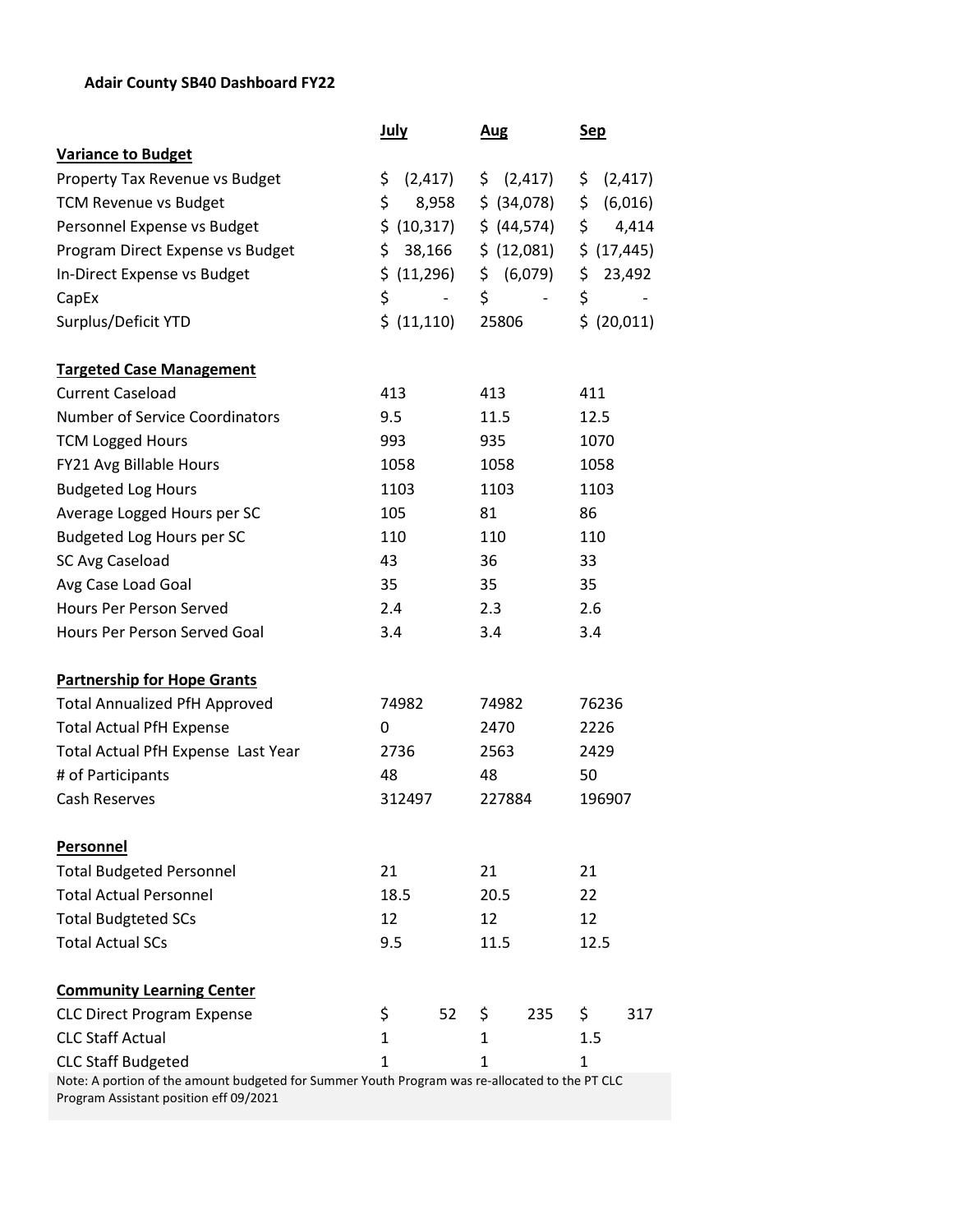**Adair County SB40 Dashboard FY22**

| | July | Aug | Sep |
|---|---|---|---|
| **Variance to Budget** | | | |
| Property Tax Revenue vs Budget | $ (2,417) | $ (2,417) | $ (2,417) |
| TCM Revenue vs Budget | $ 8,958 | $ (34,078) | $ (6,016) |
| Personnel Expense vs Budget | $ (10,317) | $ (44,574) | $ 4,414 |
| Program Direct Expense vs Budget | $ 38,166 | $ (12,081) | $ (17,445) |
| In-Direct Expense vs Budget | $ (11,296) | $ (6,079) | $ 23,492 |
| CapEx | $ - | $ - | $ - |
| Surplus/Deficit YTD | $ (11,110) | 25806 | $ (20,011) |
| **Targeted Case Management** | | | |
| Current Caseload | 413 | 413 | 411 |
| Number of Service Coordinators | 9.5 | 11.5 | 12.5 |
| TCM Logged Hours | 993 | 935 | 1070 |
| FY21 Avg Billable Hours | 1058 | 1058 | 1058 |
| Budgeted Log Hours | 1103 | 1103 | 1103 |
| Average Logged Hours per SC | 105 | 81 | 86 |
| Budgeted Log Hours per SC | 110 | 110 | 110 |
| SC Avg Caseload | 43 | 36 | 33 |
| Avg Case Load Goal | 35 | 35 | 35 |
| Hours Per Person Served | 2.4 | 2.3 | 2.6 |
| Hours Per Person Served Goal | 3.4 | 3.4 | 3.4 |
| **Partnership for Hope Grants** | | | |
| Total Annualized PfH Approved | 74982 | 74982 | 76236 |
| Total Actual PfH Expense | 0 | 2470 | 2226 |
| Total Actual PfH Expense Last Year | 2736 | 2563 | 2429 |
| # of Participants | 48 | 48 | 50 |
| Cash Reserves | 312497 | 227884 | 196907 |
| **Personnel** | | | |
| Total Budgeted Personnel | 21 | 21 | 21 |
| Total Actual Personnel | 18.5 | 20.5 | 22 |
| Total Budgteted SCs | 12 | 12 | 12 |
| Total Actual SCs | 9.5 | 11.5 | 12.5 |
| **Community Learning Center** | | | |
| CLC Direct Program Expense | $ 52 | $ 235 | $ 317 |
| CLC Staff Actual | 1 | 1 | 1.5 |
| CLC Staff Budgeted | 1 | 1 | 1 |

Note: A portion of the amount budgeted for Summer Youth Program was re-allocated to the PT CLC Program Assistant position eff 09/2021